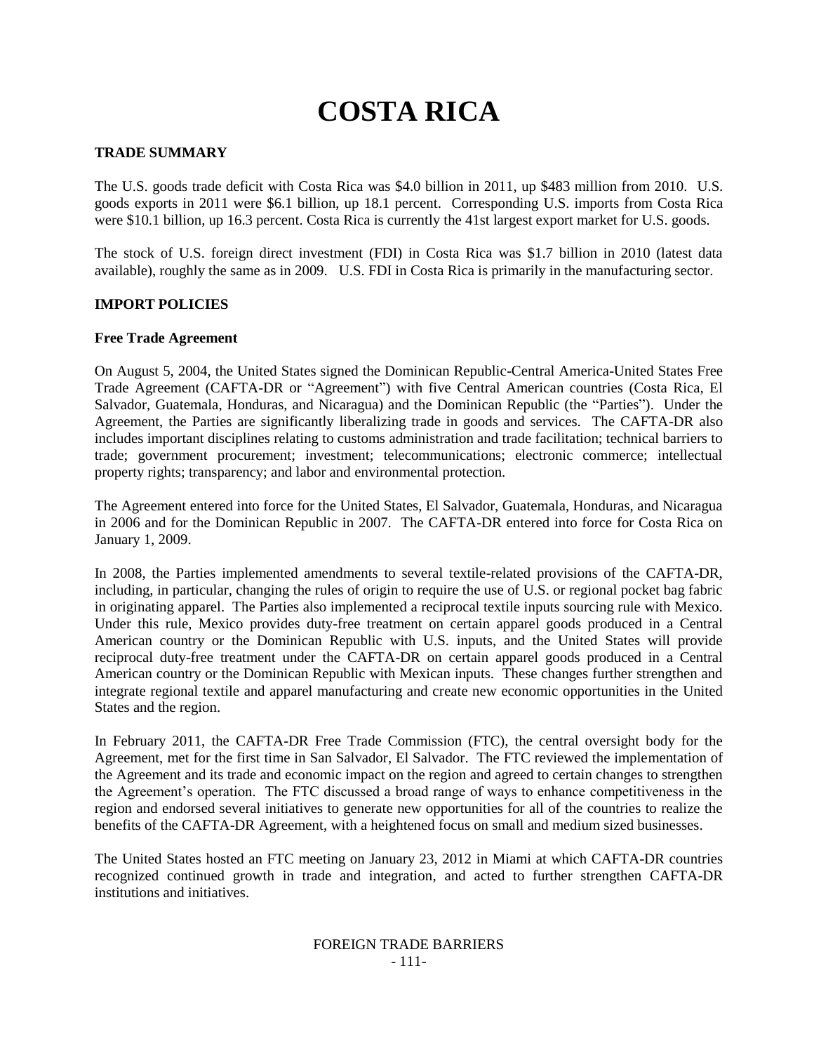# COSTA RICA

## TRADE SUMMARY

The U.S. goods trade deficit with Costa Rica was $4.0 billion in 2011, up $483 million from 2010. U.S. goods exports in 2011 were $6.1 billion, up 18.1 percent. Corresponding U.S. imports from Costa Rica were $10.1 billion, up 16.3 percent. Costa Rica is currently the 41st largest export market for U.S. goods.

The stock of U.S. foreign direct investment (FDI) in Costa Rica was $1.7 billion in 2010 (latest data available), roughly the same as in 2009. U.S. FDI in Costa Rica is primarily in the manufacturing sector.

## IMPORT POLICIES

### Free Trade Agreement

On August 5, 2004, the United States signed the Dominican Republic-Central America-United States Free Trade Agreement (CAFTA-DR or "Agreement") with five Central American countries (Costa Rica, El Salvador, Guatemala, Honduras, and Nicaragua) and the Dominican Republic (the "Parties"). Under the Agreement, the Parties are significantly liberalizing trade in goods and services. The CAFTA-DR also includes important disciplines relating to customs administration and trade facilitation; technical barriers to trade; government procurement; investment; telecommunications; electronic commerce; intellectual property rights; transparency; and labor and environmental protection.

The Agreement entered into force for the United States, El Salvador, Guatemala, Honduras, and Nicaragua in 2006 and for the Dominican Republic in 2007. The CAFTA-DR entered into force for Costa Rica on January 1, 2009.

In 2008, the Parties implemented amendments to several textile-related provisions of the CAFTA-DR, including, in particular, changing the rules of origin to require the use of U.S. or regional pocket bag fabric in originating apparel. The Parties also implemented a reciprocal textile inputs sourcing rule with Mexico. Under this rule, Mexico provides duty-free treatment on certain apparel goods produced in a Central American country or the Dominican Republic with U.S. inputs, and the United States will provide reciprocal duty-free treatment under the CAFTA-DR on certain apparel goods produced in a Central American country or the Dominican Republic with Mexican inputs. These changes further strengthen and integrate regional textile and apparel manufacturing and create new economic opportunities in the United States and the region.

In February 2011, the CAFTA-DR Free Trade Commission (FTC), the central oversight body for the Agreement, met for the first time in San Salvador, El Salvador. The FTC reviewed the implementation of the Agreement and its trade and economic impact on the region and agreed to certain changes to strengthen the Agreement's operation. The FTC discussed a broad range of ways to enhance competitiveness in the region and endorsed several initiatives to generate new opportunities for all of the countries to realize the benefits of the CAFTA-DR Agreement, with a heightened focus on small and medium sized businesses.

The United States hosted an FTC meeting on January 23, 2012 in Miami at which CAFTA-DR countries recognized continued growth in trade and integration, and acted to further strengthen CAFTA-DR institutions and initiatives.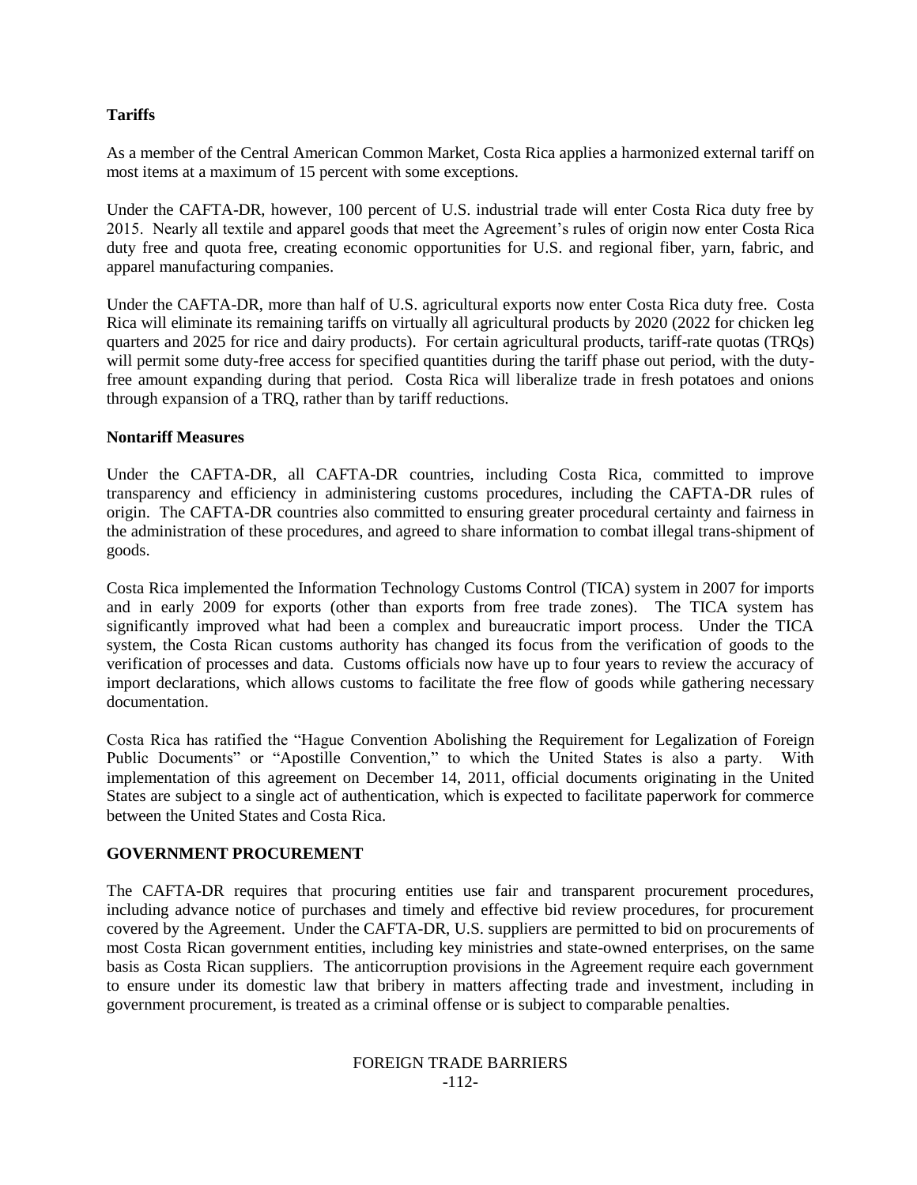**Tariffs**

As a member of the Central American Common Market, Costa Rica applies a harmonized external tariff on most items at a maximum of 15 percent with some exceptions.

Under the CAFTA-DR, however, 100 percent of U.S. industrial trade will enter Costa Rica duty free by 2015. Nearly all textile and apparel goods that meet the Agreement's rules of origin now enter Costa Rica duty free and quota free, creating economic opportunities for U.S. and regional fiber, yarn, fabric, and apparel manufacturing companies.

Under the CAFTA-DR, more than half of U.S. agricultural exports now enter Costa Rica duty free. Costa Rica will eliminate its remaining tariffs on virtually all agricultural products by 2020 (2022 for chicken leg quarters and 2025 for rice and dairy products). For certain agricultural products, tariff-rate quotas (TRQs) will permit some duty-free access for specified quantities during the tariff phase out period, with the duty-free amount expanding during that period. Costa Rica will liberalize trade in fresh potatoes and onions through expansion of a TRQ, rather than by tariff reductions.

**Nontariff Measures**

Under the CAFTA-DR, all CAFTA-DR countries, including Costa Rica, committed to improve transparency and efficiency in administering customs procedures, including the CAFTA-DR rules of origin. The CAFTA-DR countries also committed to ensuring greater procedural certainty and fairness in the administration of these procedures, and agreed to share information to combat illegal trans-shipment of goods.

Costa Rica implemented the Information Technology Customs Control (TICA) system in 2007 for imports and in early 2009 for exports (other than exports from free trade zones). The TICA system has significantly improved what had been a complex and bureaucratic import process. Under the TICA system, the Costa Rican customs authority has changed its focus from the verification of goods to the verification of processes and data. Customs officials now have up to four years to review the accuracy of import declarations, which allows customs to facilitate the free flow of goods while gathering necessary documentation.

Costa Rica has ratified the "Hague Convention Abolishing the Requirement for Legalization of Foreign Public Documents" or "Apostille Convention," to which the United States is also a party. With implementation of this agreement on December 14, 2011, official documents originating in the United States are subject to a single act of authentication, which is expected to facilitate paperwork for commerce between the United States and Costa Rica.

**GOVERNMENT PROCUREMENT**

The CAFTA-DR requires that procuring entities use fair and transparent procurement procedures, including advance notice of purchases and timely and effective bid review procedures, for procurement covered by the Agreement. Under the CAFTA-DR, U.S. suppliers are permitted to bid on procurements of most Costa Rican government entities, including key ministries and state-owned enterprises, on the same basis as Costa Rican suppliers. The anticorruption provisions in the Agreement require each government to ensure under its domestic law that bribery in matters affecting trade and investment, including in government procurement, is treated as a criminal offense or is subject to comparable penalties.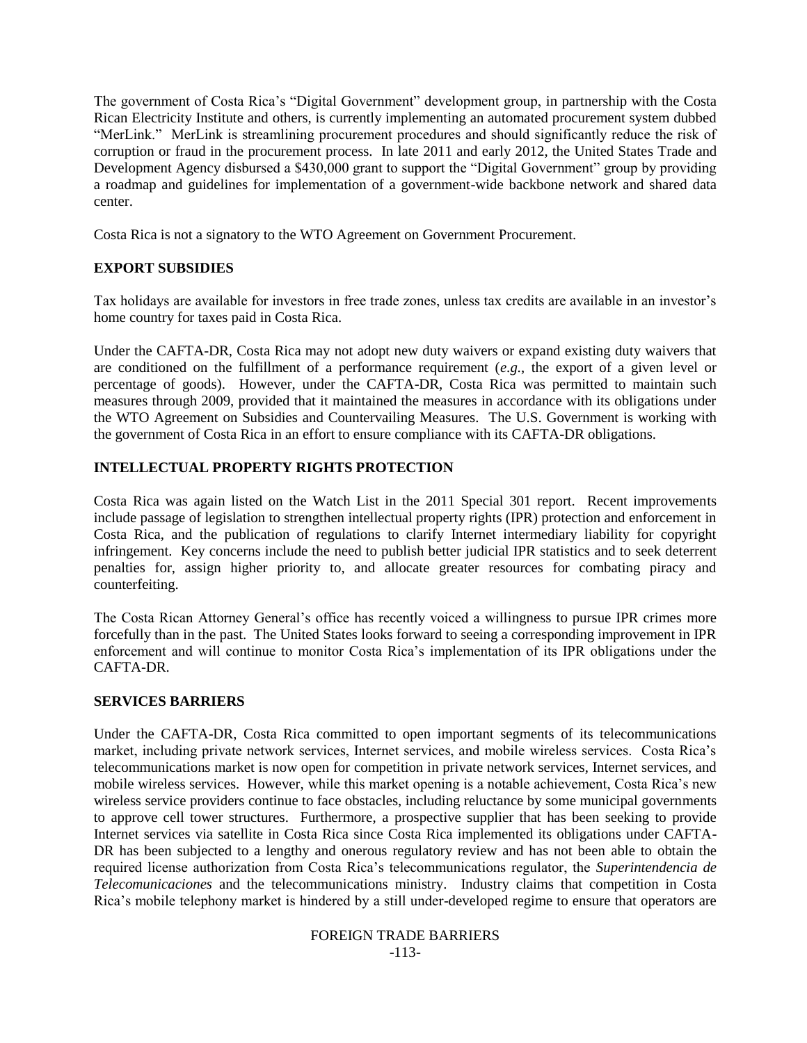The government of Costa Rica's "Digital Government" development group, in partnership with the Costa Rican Electricity Institute and others, is currently implementing an automated procurement system dubbed "MerLink." MerLink is streamlining procurement procedures and should significantly reduce the risk of corruption or fraud in the procurement process. In late 2011 and early 2012, the United States Trade and Development Agency disbursed a $430,000 grant to support the "Digital Government" group by providing a roadmap and guidelines for implementation of a government-wide backbone network and shared data center.

Costa Rica is not a signatory to the WTO Agreement on Government Procurement.

## EXPORT SUBSIDIES

Tax holidays are available for investors in free trade zones, unless tax credits are available in an investor's home country for taxes paid in Costa Rica.

Under the CAFTA-DR, Costa Rica may not adopt new duty waivers or expand existing duty waivers that are conditioned on the fulfillment of a performance requirement (*e.g.*, the export of a given level or percentage of goods). However, under the CAFTA-DR, Costa Rica was permitted to maintain such measures through 2009, provided that it maintained the measures in accordance with its obligations under the WTO Agreement on Subsidies and Countervailing Measures. The U.S. Government is working with the government of Costa Rica in an effort to ensure compliance with its CAFTA-DR obligations.

## INTELLECTUAL PROPERTY RIGHTS PROTECTION

Costa Rica was again listed on the Watch List in the 2011 Special 301 report. Recent improvements include passage of legislation to strengthen intellectual property rights (IPR) protection and enforcement in Costa Rica, and the publication of regulations to clarify Internet intermediary liability for copyright infringement. Key concerns include the need to publish better judicial IPR statistics and to seek deterrent penalties for, assign higher priority to, and allocate greater resources for combating piracy and counterfeiting.

The Costa Rican Attorney General's office has recently voiced a willingness to pursue IPR crimes more forcefully than in the past. The United States looks forward to seeing a corresponding improvement in IPR enforcement and will continue to monitor Costa Rica's implementation of its IPR obligations under the CAFTA-DR.

## SERVICES BARRIERS

Under the CAFTA-DR, Costa Rica committed to open important segments of its telecommunications market, including private network services, Internet services, and mobile wireless services. Costa Rica's telecommunications market is now open for competition in private network services, Internet services, and mobile wireless services. However, while this market opening is a notable achievement, Costa Rica's new wireless service providers continue to face obstacles, including reluctance by some municipal governments to approve cell tower structures. Furthermore, a prospective supplier that has been seeking to provide Internet services via satellite in Costa Rica since Costa Rica implemented its obligations under CAFTA-DR has been subjected to a lengthy and onerous regulatory review and has not been able to obtain the required license authorization from Costa Rica's telecommunications regulator, the *Superintendencia de Telecomunicaciones* and the telecommunications ministry. Industry claims that competition in Costa Rica's mobile telephony market is hindered by a still under-developed regime to ensure that operators are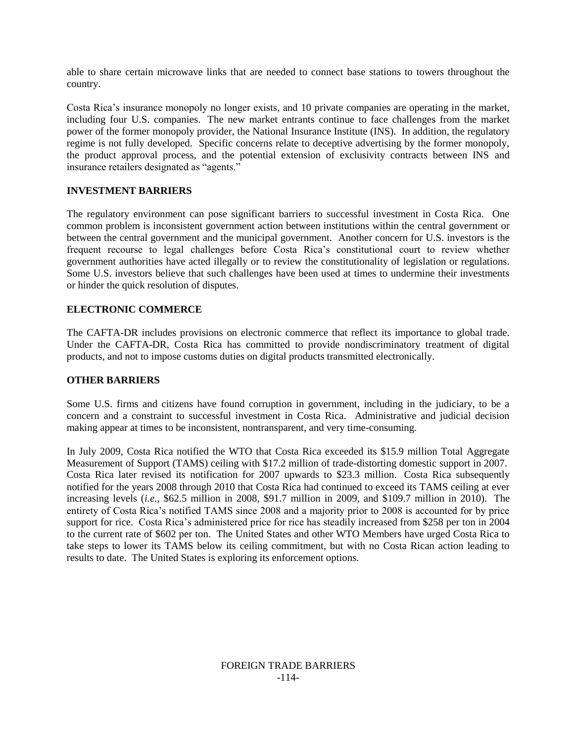able to share certain microwave links that are needed to connect base stations to towers throughout the country.

Costa Rica's insurance monopoly no longer exists, and 10 private companies are operating in the market, including four U.S. companies. The new market entrants continue to face challenges from the market power of the former monopoly provider, the National Insurance Institute (INS). In addition, the regulatory regime is not fully developed. Specific concerns relate to deceptive advertising by the former monopoly, the product approval process, and the potential extension of exclusivity contracts between INS and insurance retailers designated as "agents."

## INVESTMENT BARRIERS

The regulatory environment can pose significant barriers to successful investment in Costa Rica. One common problem is inconsistent government action between institutions within the central government or between the central government and the municipal government. Another concern for U.S. investors is the frequent recourse to legal challenges before Costa Rica's constitutional court to review whether government authorities have acted illegally or to review the constitutionality of legislation or regulations. Some U.S. investors believe that such challenges have been used at times to undermine their investments or hinder the quick resolution of disputes.

## ELECTRONIC COMMERCE

The CAFTA-DR includes provisions on electronic commerce that reflect its importance to global trade. Under the CAFTA-DR, Costa Rica has committed to provide nondiscriminatory treatment of digital products, and not to impose customs duties on digital products transmitted electronically.

## OTHER BARRIERS

Some U.S. firms and citizens have found corruption in government, including in the judiciary, to be a concern and a constraint to successful investment in Costa Rica. Administrative and judicial decision making appear at times to be inconsistent, nontransparent, and very time-consuming.

In July 2009, Costa Rica notified the WTO that Costa Rica exceeded its $15.9 million Total Aggregate Measurement of Support (TAMS) ceiling with $17.2 million of trade-distorting domestic support in 2007. Costa Rica later revised its notification for 2007 upwards to $23.3 million. Costa Rica subsequently notified for the years 2008 through 2010 that Costa Rica had continued to exceed its TAMS ceiling at ever increasing levels (*i.e.*, $62.5 million in 2008, $91.7 million in 2009, and $109.7 million in 2010). The entirety of Costa Rica's notified TAMS since 2008 and a majority prior to 2008 is accounted for by price support for rice. Costa Rica's administered price for rice has steadily increased from $258 per ton in 2004 to the current rate of $602 per ton. The United States and other WTO Members have urged Costa Rica to take steps to lower its TAMS below its ceiling commitment, but with no Costa Rican action leading to results to date. The United States is exploring its enforcement options.